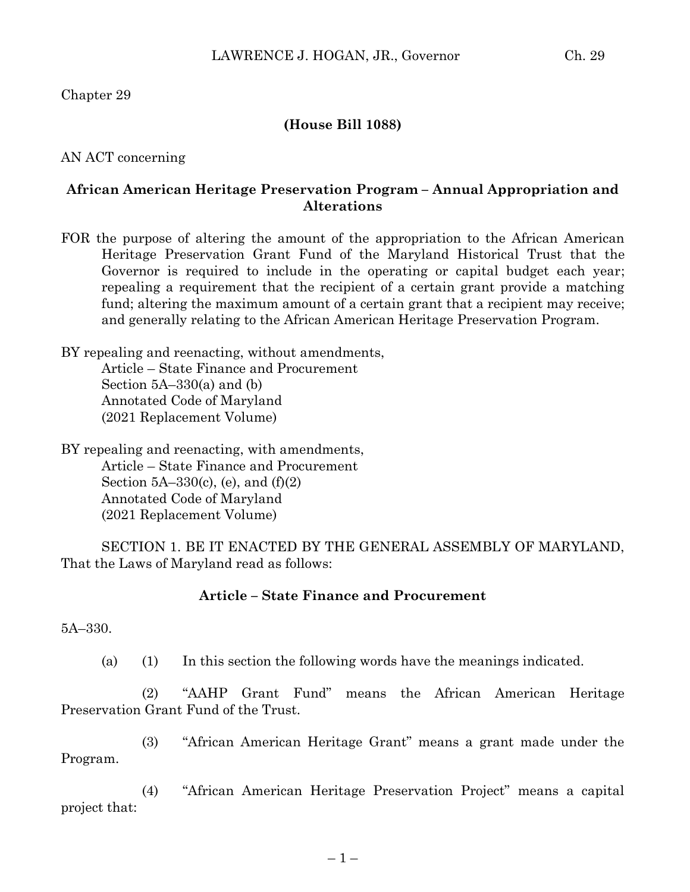Chapter 29

**(House Bill 1088)**

AN ACT concerning

**African American Heritage Preservation Program – Annual Appropriation and Alterations**

FOR the purpose of altering the amount of the appropriation to the African American Heritage Preservation Grant Fund of the Maryland Historical Trust that the Governor is required to include in the operating or capital budget each year; repealing a requirement that the recipient of a certain grant provide a matching fund; altering the maximum amount of a certain grant that a recipient may receive; and generally relating to the African American Heritage Preservation Program.

BY repealing and reenacting, without amendments,
Article – State Finance and Procurement
Section 5A–330(a) and (b)
Annotated Code of Maryland
(2021 Replacement Volume)

BY repealing and reenacting, with amendments,
Article – State Finance and Procurement
Section 5A–330(c), (e), and (f)(2)
Annotated Code of Maryland
(2021 Replacement Volume)

SECTION 1. BE IT ENACTED BY THE GENERAL ASSEMBLY OF MARYLAND, That the Laws of Maryland read as follows:

**Article – State Finance and Procurement**

5A–330.

(a) (1) In this section the following words have the meanings indicated.

(2) "AAHP Grant Fund" means the African American Heritage Preservation Grant Fund of the Trust.

(3) "African American Heritage Grant" means a grant made under the Program.

(4) "African American Heritage Preservation Project" means a capital project that: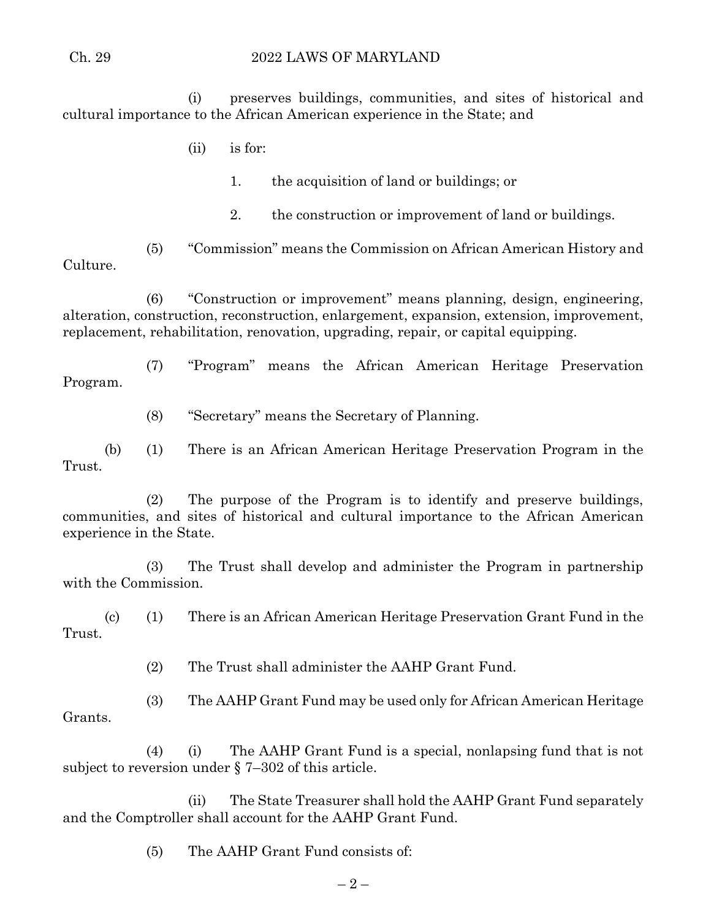(i) preserves buildings, communities, and sites of historical and cultural importance to the African American experience in the State; and

(ii) is for:

1. the acquisition of land or buildings; or

2. the construction or improvement of land or buildings.

(5) "Commission" means the Commission on African American History and Culture.

(6) "Construction or improvement" means planning, design, engineering, alteration, construction, reconstruction, enlargement, expansion, extension, improvement, replacement, rehabilitation, renovation, upgrading, repair, or capital equipping.

(7) "Program" means the African American Heritage Preservation Program.

(8) "Secretary" means the Secretary of Planning.

(b) (1) There is an African American Heritage Preservation Program in the Trust.

(2) The purpose of the Program is to identify and preserve buildings, communities, and sites of historical and cultural importance to the African American experience in the State.

(3) The Trust shall develop and administer the Program in partnership with the Commission.

(c) (1) There is an African American Heritage Preservation Grant Fund in the Trust.

(2) The Trust shall administer the AAHP Grant Fund.

(3) The AAHP Grant Fund may be used only for African American Heritage Grants.

(4) (i) The AAHP Grant Fund is a special, nonlapsing fund that is not subject to reversion under § 7–302 of this article.

(ii) The State Treasurer shall hold the AAHP Grant Fund separately and the Comptroller shall account for the AAHP Grant Fund.

(5) The AAHP Grant Fund consists of: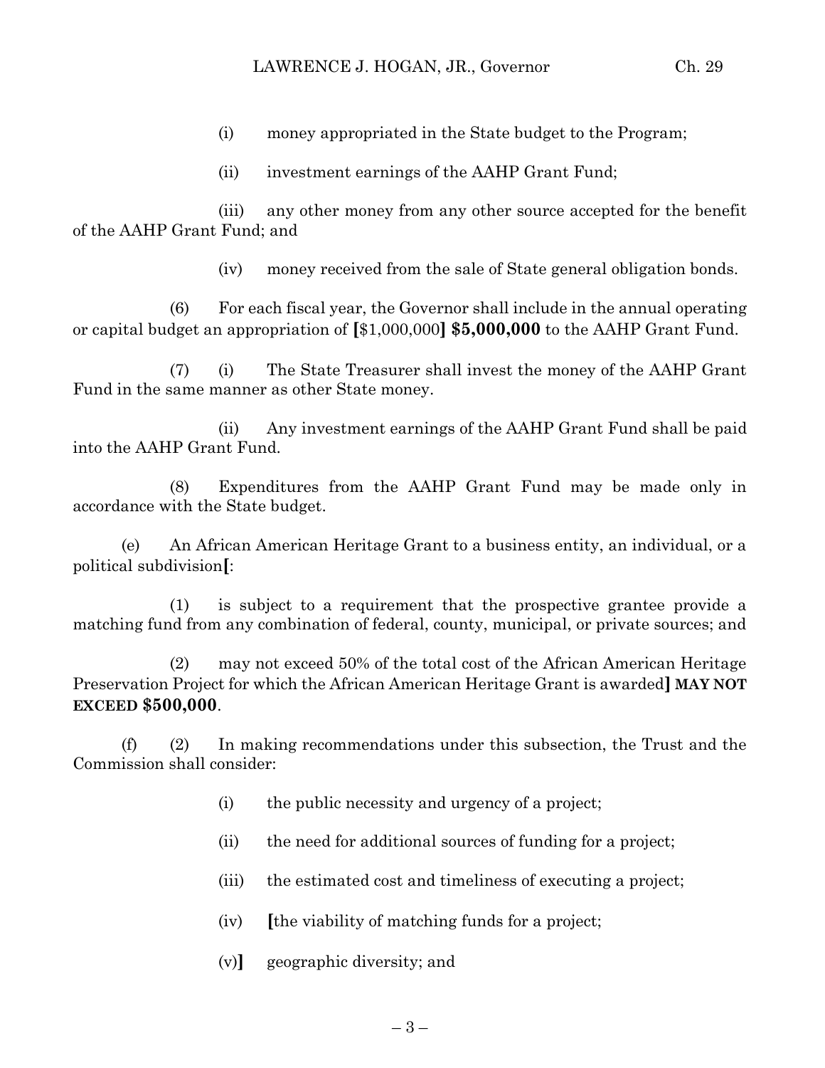(i) money appropriated in the State budget to the Program;

(ii) investment earnings of the AAHP Grant Fund;

(iii) any other money from any other source accepted for the benefit of the AAHP Grant Fund; and

(iv) money received from the sale of State general obligation bonds.

(6) For each fiscal year, the Governor shall include in the annual operating or capital budget an appropriation of **[**$1,000,000**]** **$5,000,000** to the AAHP Grant Fund.

(7) (i) The State Treasurer shall invest the money of the AAHP Grant Fund in the same manner as other State money.

(ii) Any investment earnings of the AAHP Grant Fund shall be paid into the AAHP Grant Fund.

(8) Expenditures from the AAHP Grant Fund may be made only in accordance with the State budget.

(e) An African American Heritage Grant to a business entity, an individual, or a political subdivision**[**:

(1) is subject to a requirement that the prospective grantee provide a matching fund from any combination of federal, county, municipal, or private sources; and

(2) may not exceed 50% of the total cost of the African American Heritage Preservation Project for which the African American Heritage Grant is awarded**]** **MAY NOT EXCEED $500,000**.

(f) (2) In making recommendations under this subsection, the Trust and the Commission shall consider:

(i) the public necessity and urgency of a project;

(ii) the need for additional sources of funding for a project;

(iii) the estimated cost and timeliness of executing a project;

(iv) **[**the viability of matching funds for a project;

(v)**]** geographic diversity; and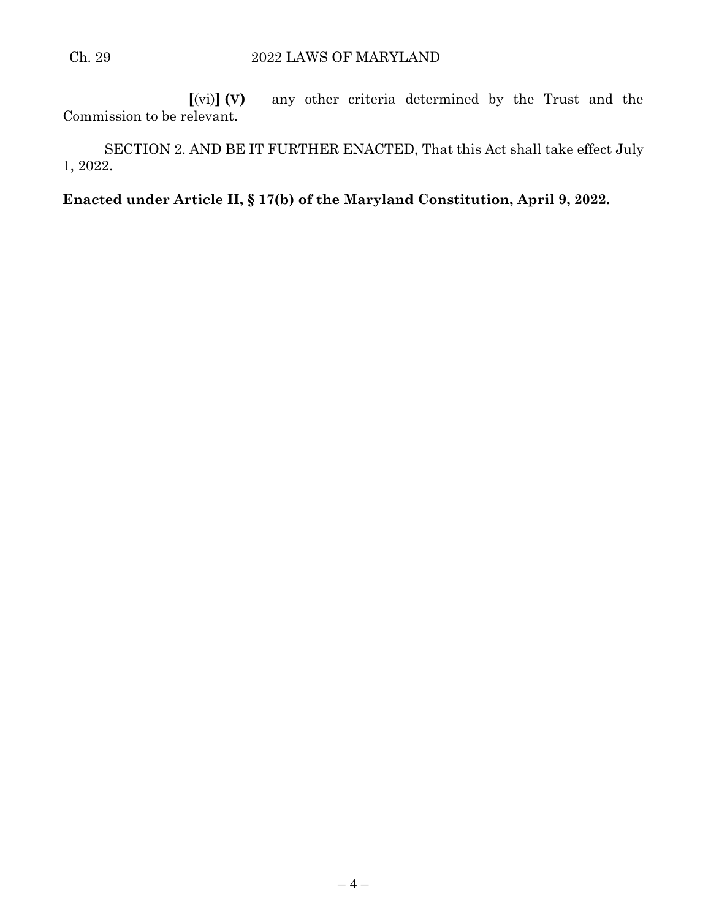**[**(vi)**] (V)** any other criteria determined by the Trust and the Commission to be relevant.

SECTION 2. AND BE IT FURTHER ENACTED, That this Act shall take effect July 1, 2022.

**Enacted under Article II, § 17(b) of the Maryland Constitution, April 9, 2022.**